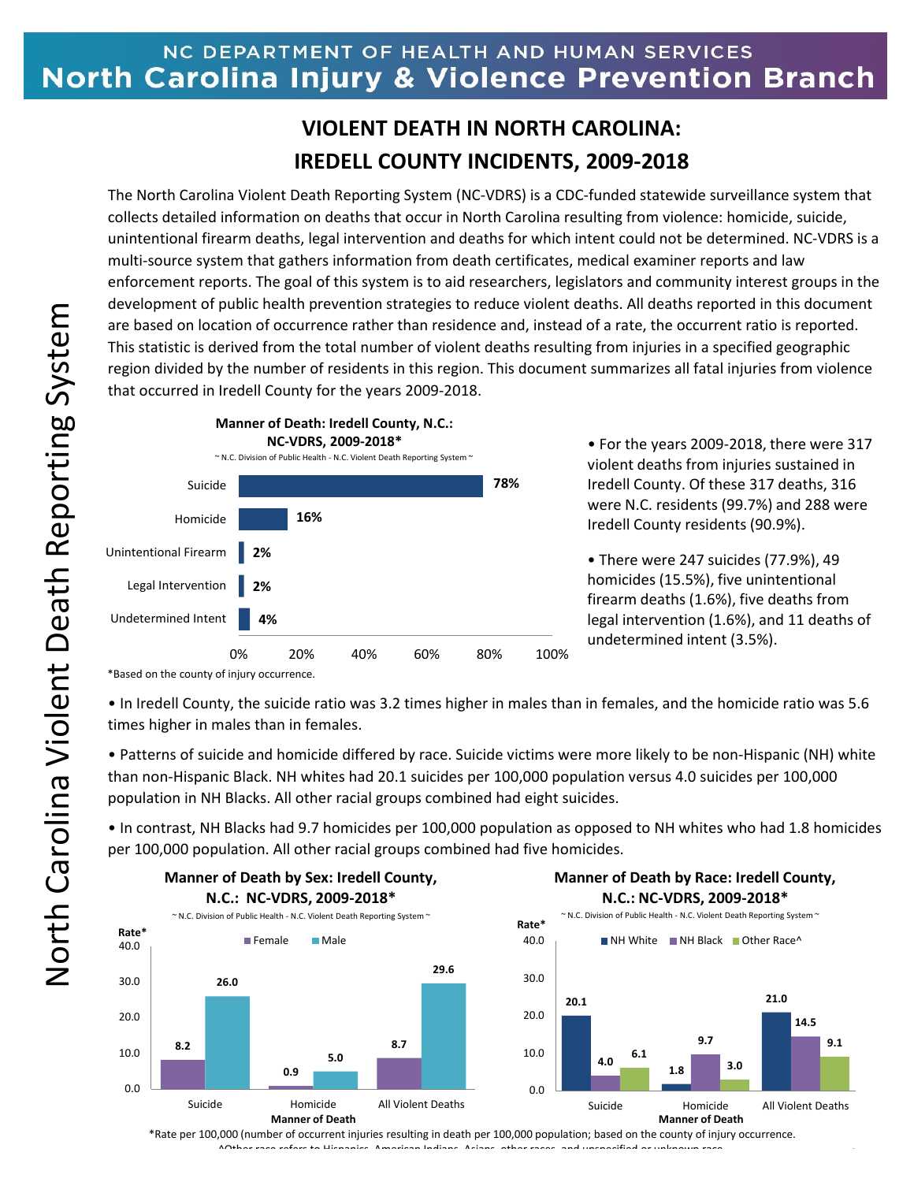NC DEPARTMENT OF HEALTH AND HUMAN SERVICES

**North Carolina Injury & Violence Prevention Branch**

North Carolina Violent Death Reporting System

# VIOLENT DEATH IN NORTH CAROLINA: IREDELL COUNTY INCIDENTS, 2009-2018

The North Carolina Violent Death Reporting System (NC-VDRS) is a CDC-funded statewide surveillance system that collects detailed information on deaths that occur in North Carolina resulting from violence: homicide, suicide, unintentional firearm deaths, legal intervention and deaths for which intent could not be determined. NC-VDRS is a multi-source system that gathers information from death certificates, medical examiner reports and law enforcement reports. The goal of this system is to aid researchers, legislators and community interest groups in the development of public health prevention strategies to reduce violent deaths. All deaths reported in this document are based on location of occurrence rather than residence and, instead of a rate, the occurrent ratio is reported. This statistic is derived from the total number of violent deaths resulting from injuries in a specified geographic region divided by the number of residents in this region. This document summarizes all fatal injuries from violence that occurred in Iredell County for the years 2009-2018.

**Manner of Death: Iredell County, N.C.: NC-VDRS, 2009-2018***

~ N.C. Division of Public Health - N.C. Violent Death Reporting System ~

| Manner of Death | Percent |
|---|---|
| Suicide | 78% |
| Homicide | 16% |
| Unintentional Firearm | 2% |
| Legal Intervention | 2% |
| Undetermined Intent | 4% |

*Based on the county of injury occurrence.

- For the years 2009-2018, there were 317 violent deaths from injuries sustained in Iredell County. Of these 317 deaths, 316 were N.C. residents (99.7%) and 288 were Iredell County residents (90.9%).
- There were 247 suicides (77.9%), 49 homicides (15.5%), five unintentional firearm deaths (1.6%), five deaths from legal intervention (1.6%), and 11 deaths of undetermined intent (3.5%).
- In Iredell County, the suicide ratio was 3.2 times higher in males than in females, and the homicide ratio was 5.6 times higher in males than in females.
- Patterns of suicide and homicide differed by race. Suicide victims were more likely to be non-Hispanic (NH) white than non-Hispanic Black. NH whites had 20.1 suicides per 100,000 population versus 4.0 suicides per 100,000 population in NH Blacks. All other racial groups combined had eight suicides.
- In contrast, NH Blacks had 9.7 homicides per 100,000 population as opposed to NH whites who had 1.8 homicides per 100,000 population. All other racial groups combined had five homicides.

**Manner of Death by Sex: Iredell County, N.C.: NC-VDRS, 2009-2018***

~ N.C. Division of Public Health - N.C. Violent Death Reporting System ~

| Manner of Death | Female (Rate*) | Male (Rate*) |
|---|---|---|
| Suicide | 8.2 | 26.0 |
| Homicide | 0.9 | 5.0 |
| All Violent Deaths | 8.7 | 29.6 |

**Manner of Death by Race: Iredell County, N.C.: NC-VDRS, 2009-2018***

~ N.C. Division of Public Health - N.C. Violent Death Reporting System ~

| Manner of Death | NH White (Rate*) | NH Black (Rate*) | Other Race^ (Rate*) |
|---|---|---|---|
| Suicide | 20.1 | 4.0 | 6.1 |
| Homicide | 1.8 | 9.7 | 3.0 |
| All Violent Deaths | 21.0 | 14.5 | 9.1 |

*Rate per 100,000 (number of occurrent injuries resulting in death per 100,000 population; based on the county of injury occurrence.

^Other race refers to Hispanics, American Indians, Asians, other races, and unspecified or unknown race.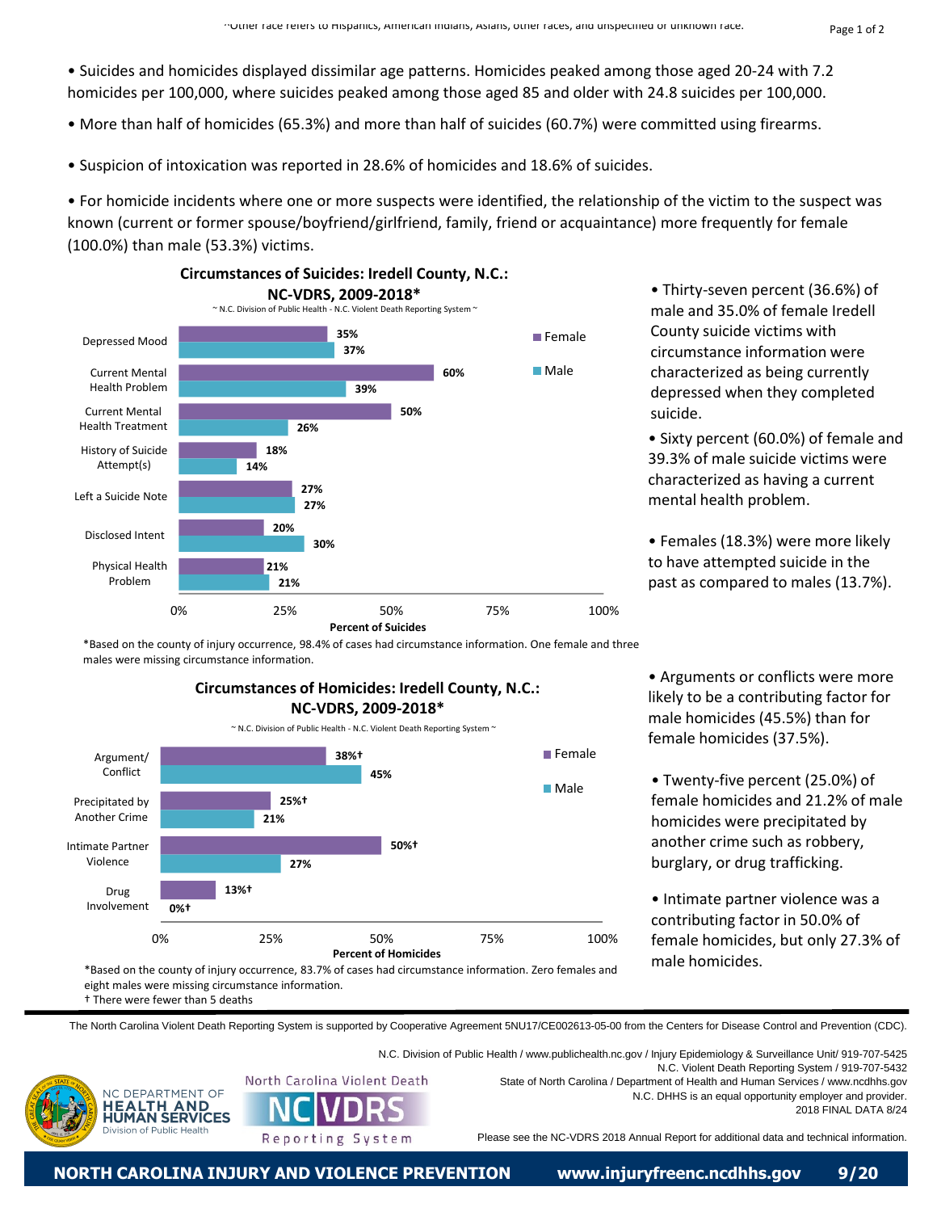*Other race refers to Hispanics, American Indians, Asians, other races, and unspecified or unknown race.

- Suicides and homicides displayed dissimilar age patterns. Homicides peaked among those aged 20-24 with 7.2 homicides per 100,000, where suicides peaked among those aged 85 and older with 24.8 suicides per 100,000.
- More than half of homicides (65.3%) and more than half of suicides (60.7%) were committed using firearms.
- Suspicion of intoxication was reported in 28.6% of homicides and 18.6% of suicides.
- For homicide incidents where one or more suspects were identified, the relationship of the victim to the suspect was known (current or former spouse/boyfriend/girlfriend, family, friend or acquaintance) more frequently for female (100.0%) than male (53.3%) victims.

**Circumstances of Suicides: Iredell County, N.C.: NC-VDRS, 2009-2018***

~ N.C. Division of Public Health - N.C. Violent Death Reporting System ~

Female
Male

Depressed Mood: 35%, 37%
Current Mental Health Problem: 60%, 39%
Current Mental Health Treatment: 50%, 26%
History of Suicide Attempt(s): 18%, 14%
Left a Suicide Note: 27%, 27%
Disclosed Intent: 20%, 30%
Physical Health Problem: 21%, 21%

0% 25% 50% 75% 100%
Percent of Suicides

*Based on the county of injury occurrence, 98.4% of cases had circumstance information. One female and three males were missing circumstance information.

- Thirty-seven percent (36.6%) of male and 35.0% of female Iredell County suicide victims with circumstance information were characterized as being currently depressed when they completed suicide.
- Sixty percent (60.0%) of female and 39.3% of male suicide victims were characterized as having a current mental health problem.
- Females (18.3%) were more likely to have attempted suicide in the past as compared to males (13.7%).

**Circumstances of Homicides: Iredell County, N.C.: NC-VDRS, 2009-2018***

~ N.C. Division of Public Health - N.C. Violent Death Reporting System ~

Female
Male

Argument/ Conflict: 38%†, 45%
Precipitated by Another Crime: 25%†, 21%
Intimate Partner Violence: 50%†, 27%
Drug Involvement: 13%†, 0%†

0% 25% 50% 75% 100%
Percent of Homicides

*Based on the county of injury occurrence, 83.7% of cases had circumstance information. Zero females and eight males were missing circumstance information.
† There were fewer than 5 deaths

- Arguments or conflicts were more likely to be a contributing factor for male homicides (45.5%) than for female homicides (37.5%).
- Twenty-five percent (25.0%) of female homicides and 21.2% of male homicides were precipitated by another crime such as robbery, burglary, or drug trafficking.
- Intimate partner violence was a contributing factor in 50.0% of female homicides, but only 27.3% of male homicides.

The North Carolina Violent Death Reporting System is supported by Cooperative Agreement 5NU17/CE002613-05-00 from the Centers for Disease Control and Prevention (CDC).

N.C. Division of Public Health / www.publichealth.nc.gov / Injury Epidemiology & Surveillance Unit/ 919-707-5425
N.C. Violent Death Reporting System / 919-707-5432
State of North Carolina / Department of Health and Human Services / www.ncdhhs.gov
N.C. DHHS is an equal opportunity employer and provider.
2018 FINAL DATA 8/24

Please see the NC-VDRS 2018 Annual Report for additional data and technical information.

NORTH CAROLINA INJURY AND VIOLENCE PREVENTION www.injuryfreenc.ncdhhs.gov 9/20